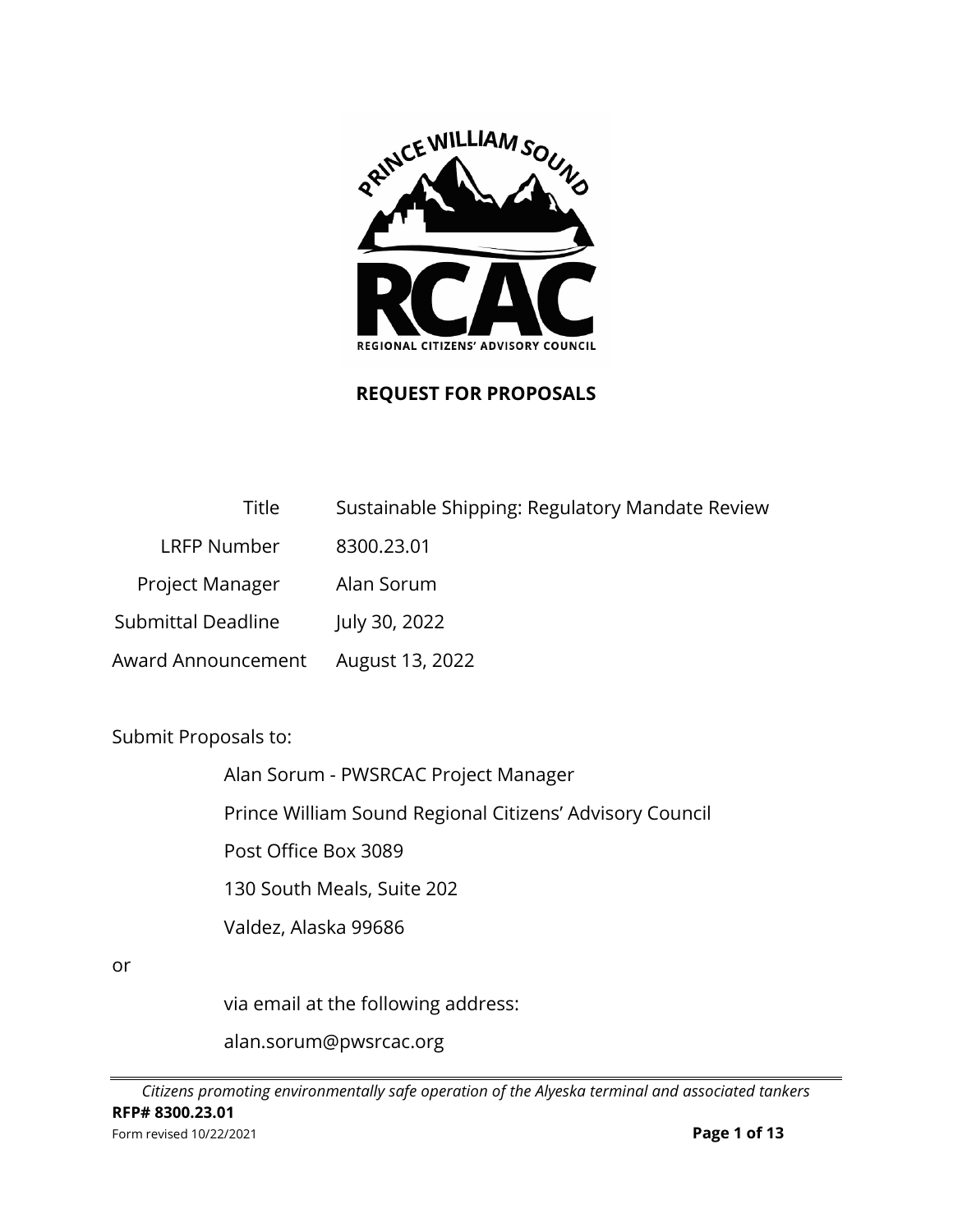**REQUEST FOR PROPOSALS**

| | |
|---|---|
| Title | Sustainable Shipping: Regulatory Mandate Review |
| LRFP Number | 8300.23.01 |
| Project Manager | Alan Sorum |
| Submittal Deadline | July 30, 2022 |
| Award Announcement | August 13, 2022 |

Submit Proposals to:

Alan Sorum - PWSRCAC Project Manager
Prince William Sound Regional Citizens' Advisory Council
Post Office Box 3089
130 South Meals, Suite 202
Valdez, Alaska 99686

or

via email at the following address:
alan.sorum@pwsrcac.org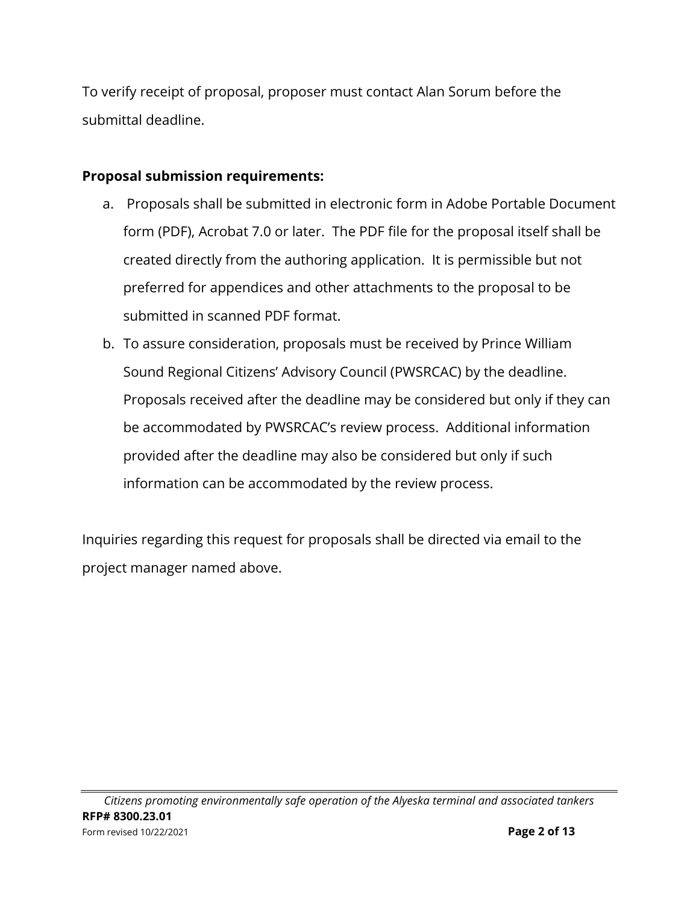To verify receipt of proposal, proposer must contact Alan Sorum before the submittal deadline.

**Proposal submission requirements:**

a. Proposals shall be submitted in electronic form in Adobe Portable Document form (PDF), Acrobat 7.0 or later. The PDF file for the proposal itself shall be created directly from the authoring application. It is permissible but not preferred for appendices and other attachments to the proposal to be submitted in scanned PDF format.

b. To assure consideration, proposals must be received by Prince William Sound Regional Citizens' Advisory Council (PWSRCAC) by the deadline. Proposals received after the deadline may be considered but only if they can be accommodated by PWSRCAC's review process. Additional information provided after the deadline may also be considered but only if such information can be accommodated by the review process.

Inquiries regarding this request for proposals shall be directed via email to the project manager named above.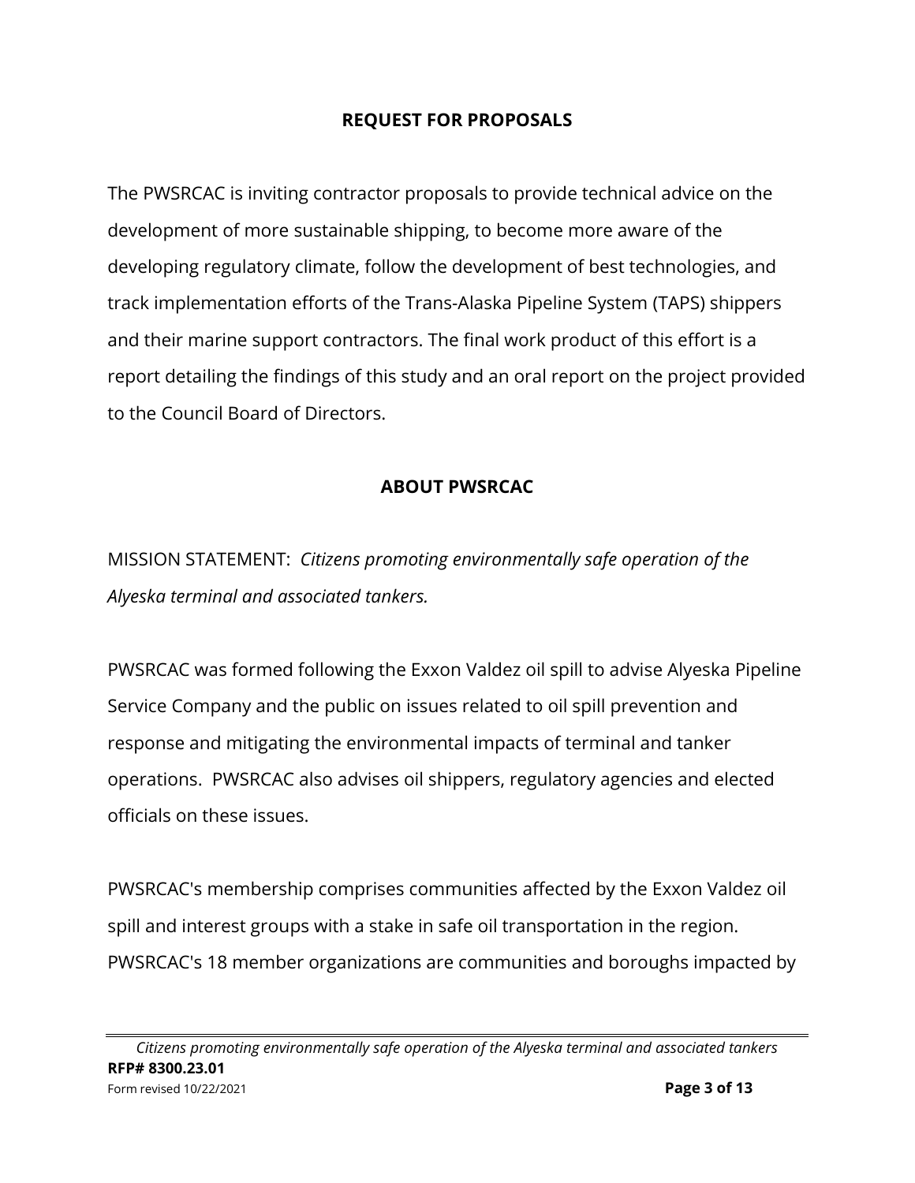## REQUEST FOR PROPOSALS

The PWSRCAC is inviting contractor proposals to provide technical advice on the development of more sustainable shipping, to become more aware of the developing regulatory climate, follow the development of best technologies, and track implementation efforts of the Trans-Alaska Pipeline System (TAPS) shippers and their marine support contractors. The final work product of this effort is a report detailing the findings of this study and an oral report on the project provided to the Council Board of Directors.

## ABOUT PWSRCAC

MISSION STATEMENT: *Citizens promoting environmentally safe operation of the Alyeska terminal and associated tankers.*

PWSRCAC was formed following the Exxon Valdez oil spill to advise Alyeska Pipeline Service Company and the public on issues related to oil spill prevention and response and mitigating the environmental impacts of terminal and tanker operations. PWSRCAC also advises oil shippers, regulatory agencies and elected officials on these issues.

PWSRCAC's membership comprises communities affected by the Exxon Valdez oil spill and interest groups with a stake in safe oil transportation in the region. PWSRCAC's 18 member organizations are communities and boroughs impacted by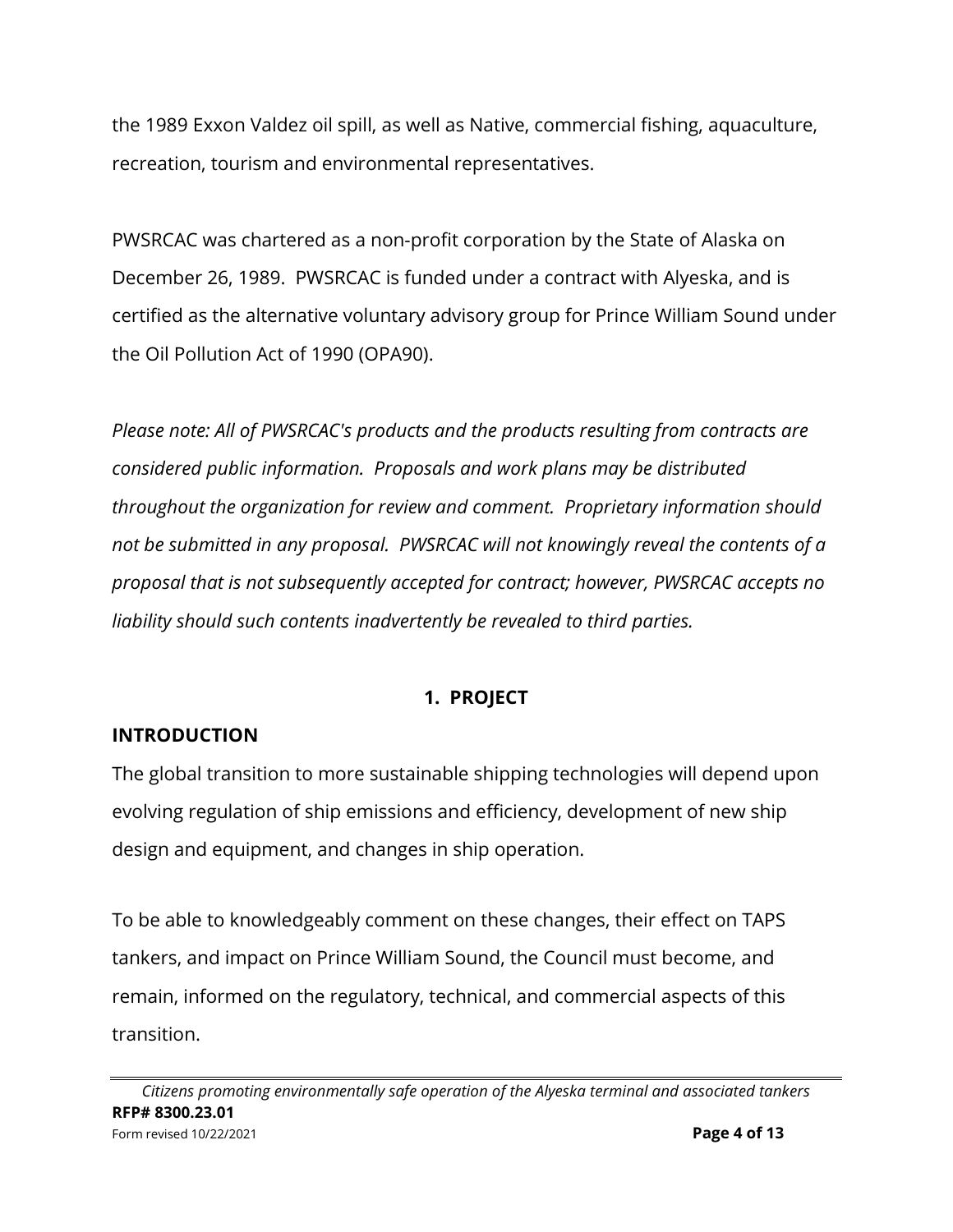the 1989 Exxon Valdez oil spill, as well as Native, commercial fishing, aquaculture, recreation, tourism and environmental representatives.

PWSRCAC was chartered as a non-profit corporation by the State of Alaska on December 26, 1989. PWSRCAC is funded under a contract with Alyeska, and is certified as the alternative voluntary advisory group for Prince William Sound under the Oil Pollution Act of 1990 (OPA90).

*Please note: All of PWSRCAC's products and the products resulting from contracts are considered public information. Proposals and work plans may be distributed throughout the organization for review and comment. Proprietary information should not be submitted in any proposal. PWSRCAC will not knowingly reveal the contents of a proposal that is not subsequently accepted for contract; however, PWSRCAC accepts no liability should such contents inadvertently be revealed to third parties.*

## 1. PROJECT

### INTRODUCTION

The global transition to more sustainable shipping technologies will depend upon evolving regulation of ship emissions and efficiency, development of new ship design and equipment, and changes in ship operation.

To be able to knowledgeably comment on these changes, their effect on TAPS tankers, and impact on Prince William Sound, the Council must become, and remain, informed on the regulatory, technical, and commercial aspects of this transition.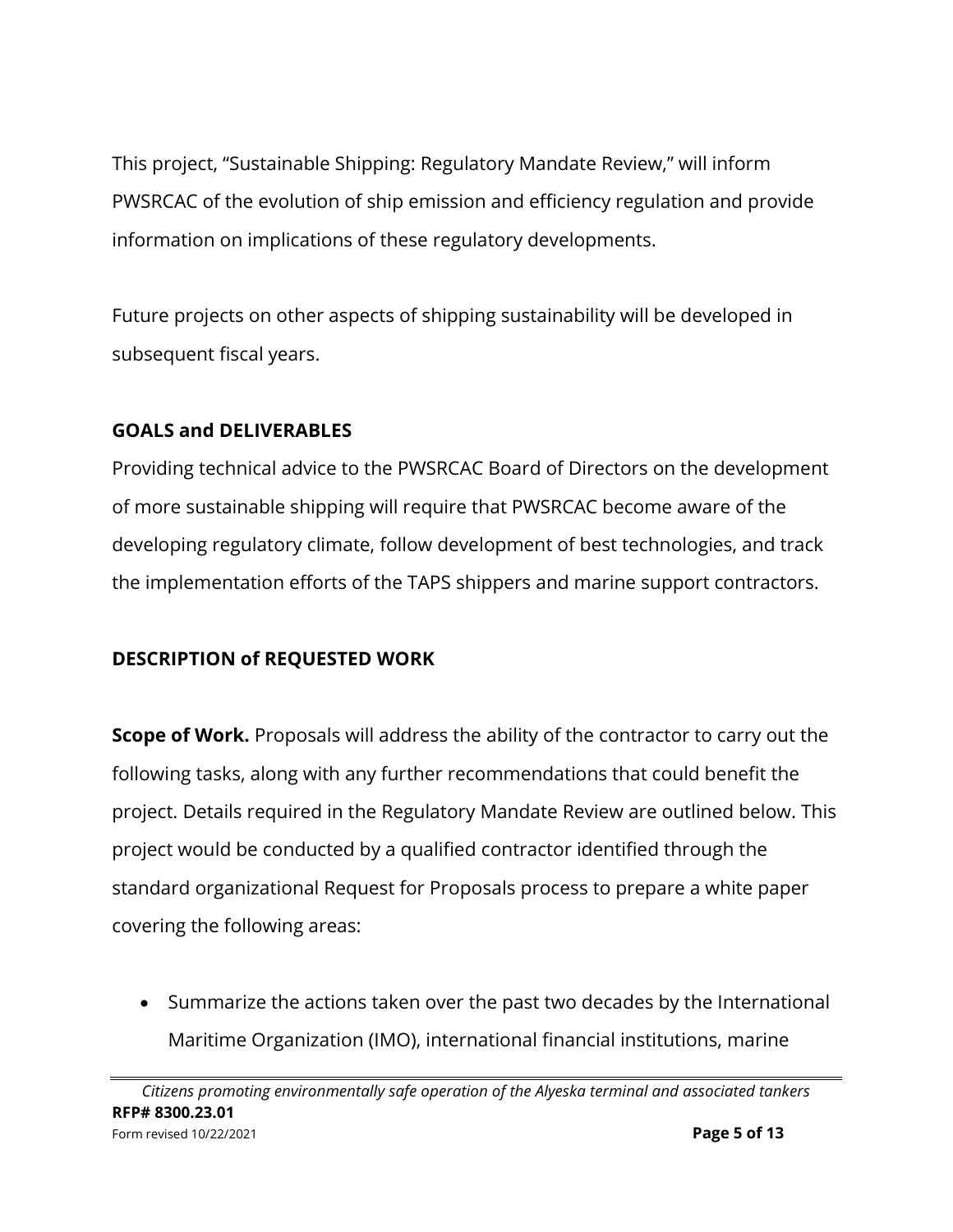This project, "Sustainable Shipping: Regulatory Mandate Review," will inform PWSRCAC of the evolution of ship emission and efficiency regulation and provide information on implications of these regulatory developments.

Future projects on other aspects of shipping sustainability will be developed in subsequent fiscal years.

## GOALS and DELIVERABLES

Providing technical advice to the PWSRCAC Board of Directors on the development of more sustainable shipping will require that PWSRCAC become aware of the developing regulatory climate, follow development of best technologies, and track the implementation efforts of the TAPS shippers and marine support contractors.

## DESCRIPTION of REQUESTED WORK

**Scope of Work.** Proposals will address the ability of the contractor to carry out the following tasks, along with any further recommendations that could benefit the project. Details required in the Regulatory Mandate Review are outlined below. This project would be conducted by a qualified contractor identified through the standard organizational Request for Proposals process to prepare a white paper covering the following areas:

- Summarize the actions taken over the past two decades by the International Maritime Organization (IMO), international financial institutions, marine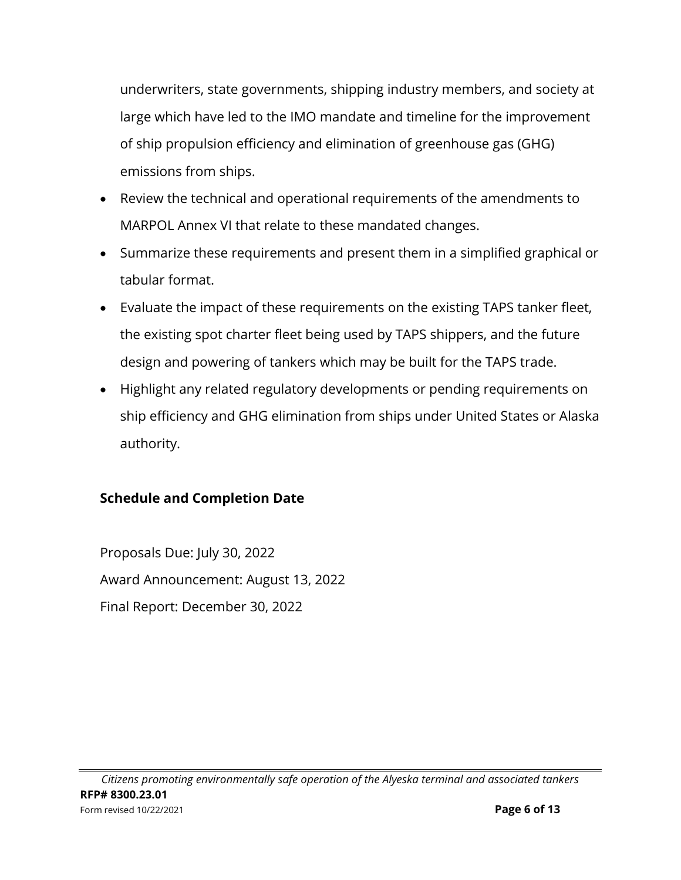underwriters, state governments, shipping industry members, and society at large which have led to the IMO mandate and timeline for the improvement of ship propulsion efficiency and elimination of greenhouse gas (GHG) emissions from ships.

- Review the technical and operational requirements of the amendments to MARPOL Annex VI that relate to these mandated changes.
- Summarize these requirements and present them in a simplified graphical or tabular format.
- Evaluate the impact of these requirements on the existing TAPS tanker fleet, the existing spot charter fleet being used by TAPS shippers, and the future design and powering of tankers which may be built for the TAPS trade.
- Highlight any related regulatory developments or pending requirements on ship efficiency and GHG elimination from ships under United States or Alaska authority.

### Schedule and Completion Date

Proposals Due: July 30, 2022

Award Announcement: August 13, 2022

Final Report: December 30, 2022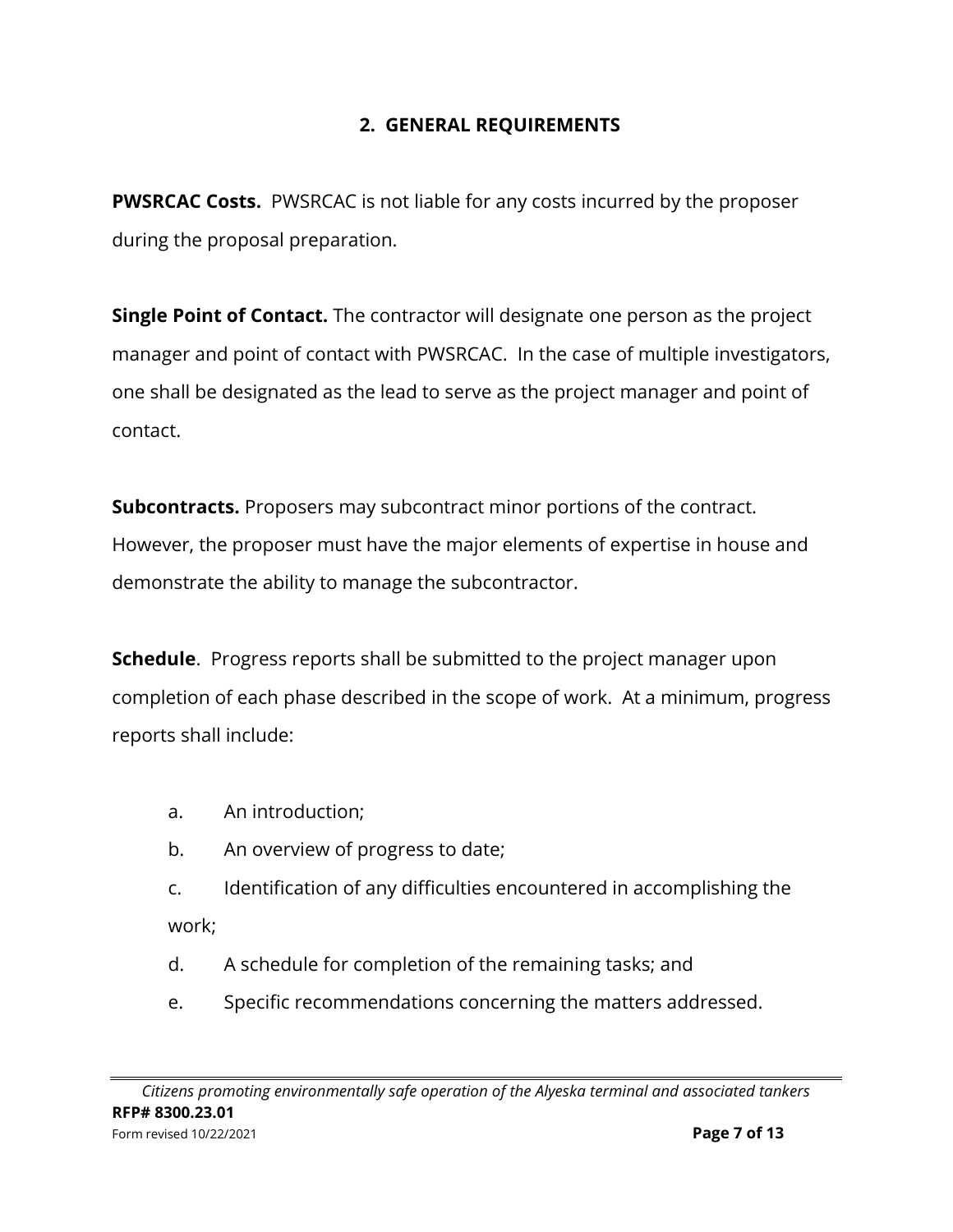## 2. GENERAL REQUIREMENTS

**PWSRCAC Costs.** PWSRCAC is not liable for any costs incurred by the proposer during the proposal preparation.

**Single Point of Contact.** The contractor will designate one person as the project manager and point of contact with PWSRCAC. In the case of multiple investigators, one shall be designated as the lead to serve as the project manager and point of contact.

**Subcontracts.** Proposers may subcontract minor portions of the contract. However, the proposer must have the major elements of expertise in house and demonstrate the ability to manage the subcontractor.

**Schedule**. Progress reports shall be submitted to the project manager upon completion of each phase described in the scope of work. At a minimum, progress reports shall include:

a. An introduction;

b. An overview of progress to date;

c. Identification of any difficulties encountered in accomplishing the work;

d. A schedule for completion of the remaining tasks; and

e. Specific recommendations concerning the matters addressed.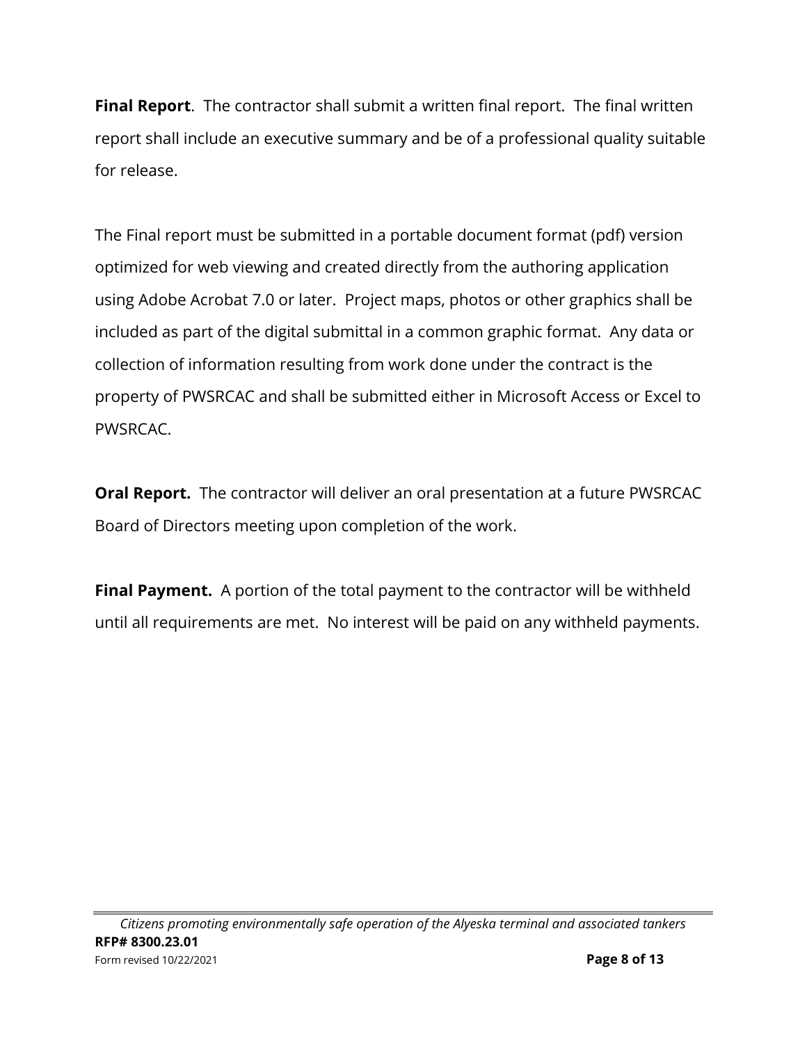**Final Report**. The contractor shall submit a written final report. The final written report shall include an executive summary and be of a professional quality suitable for release.

The Final report must be submitted in a portable document format (pdf) version optimized for web viewing and created directly from the authoring application using Adobe Acrobat 7.0 or later. Project maps, photos or other graphics shall be included as part of the digital submittal in a common graphic format. Any data or collection of information resulting from work done under the contract is the property of PWSRCAC and shall be submitted either in Microsoft Access or Excel to PWSRCAC.

**Oral Report.** The contractor will deliver an oral presentation at a future PWSRCAC Board of Directors meeting upon completion of the work.

**Final Payment.** A portion of the total payment to the contractor will be withheld until all requirements are met. No interest will be paid on any withheld payments.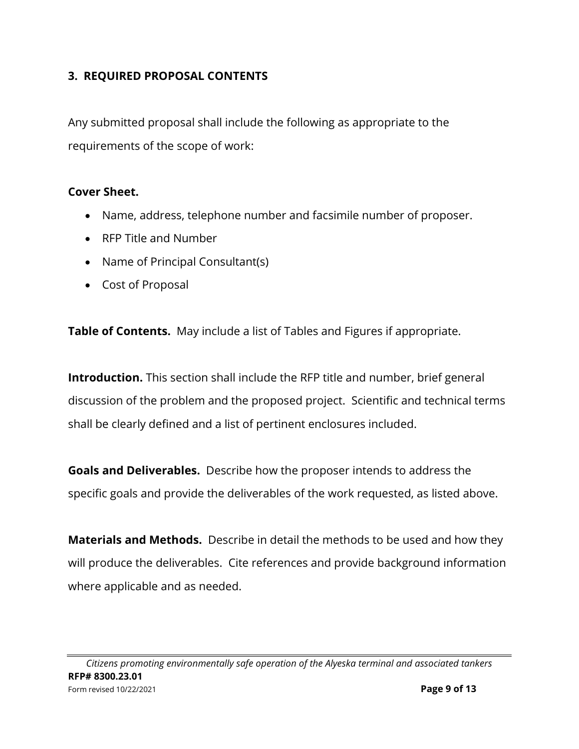## 3. REQUIRED PROPOSAL CONTENTS

Any submitted proposal shall include the following as appropriate to the requirements of the scope of work:

**Cover Sheet.**

- Name, address, telephone number and facsimile number of proposer.
- RFP Title and Number
- Name of Principal Consultant(s)
- Cost of Proposal

**Table of Contents.** May include a list of Tables and Figures if appropriate.

**Introduction.** This section shall include the RFP title and number, brief general discussion of the problem and the proposed project. Scientific and technical terms shall be clearly defined and a list of pertinent enclosures included.

**Goals and Deliverables.** Describe how the proposer intends to address the specific goals and provide the deliverables of the work requested, as listed above.

**Materials and Methods.** Describe in detail the methods to be used and how they will produce the deliverables. Cite references and provide background information where applicable and as needed.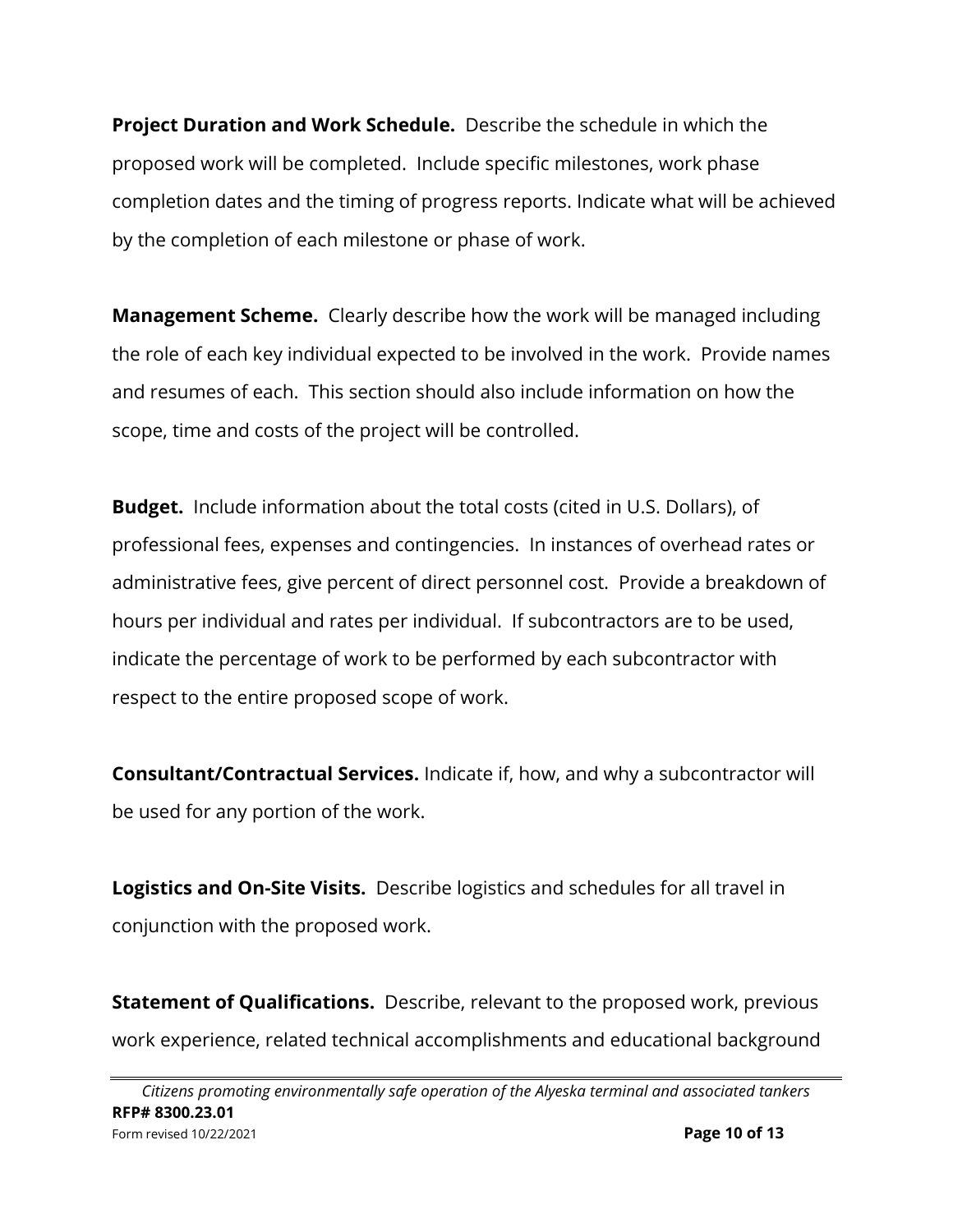**Project Duration and Work Schedule.** Describe the schedule in which the proposed work will be completed. Include specific milestones, work phase completion dates and the timing of progress reports. Indicate what will be achieved by the completion of each milestone or phase of work.

**Management Scheme.** Clearly describe how the work will be managed including the role of each key individual expected to be involved in the work. Provide names and resumes of each. This section should also include information on how the scope, time and costs of the project will be controlled.

**Budget.** Include information about the total costs (cited in U.S. Dollars), of professional fees, expenses and contingencies. In instances of overhead rates or administrative fees, give percent of direct personnel cost. Provide a breakdown of hours per individual and rates per individual. If subcontractors are to be used, indicate the percentage of work to be performed by each subcontractor with respect to the entire proposed scope of work.

**Consultant/Contractual Services.** Indicate if, how, and why a subcontractor will be used for any portion of the work.

**Logistics and On-Site Visits.** Describe logistics and schedules for all travel in conjunction with the proposed work.

**Statement of Qualifications.** Describe, relevant to the proposed work, previous work experience, related technical accomplishments and educational background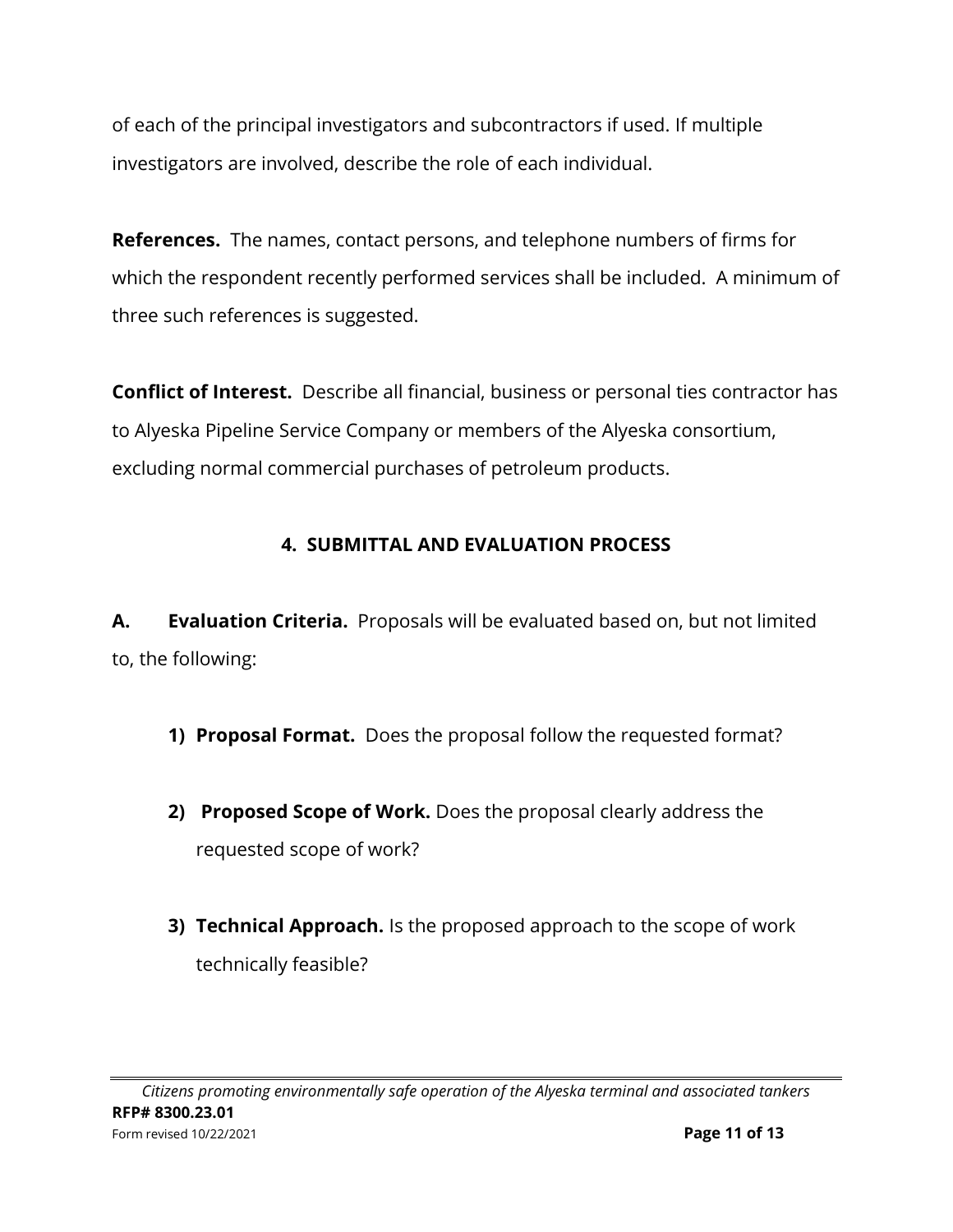of each of the principal investigators and subcontractors if used. If multiple investigators are involved, describe the role of each individual.

**References.** The names, contact persons, and telephone numbers of firms for which the respondent recently performed services shall be included. A minimum of three such references is suggested.

**Conflict of Interest.** Describe all financial, business or personal ties contractor has to Alyeska Pipeline Service Company or members of the Alyeska consortium, excluding normal commercial purchases of petroleum products.

## 4. SUBMITTAL AND EVALUATION PROCESS

**A. Evaluation Criteria.** Proposals will be evaluated based on, but not limited to, the following:

1) **Proposal Format.** Does the proposal follow the requested format?

2) **Proposed Scope of Work.** Does the proposal clearly address the requested scope of work?

3) **Technical Approach.** Is the proposed approach to the scope of work technically feasible?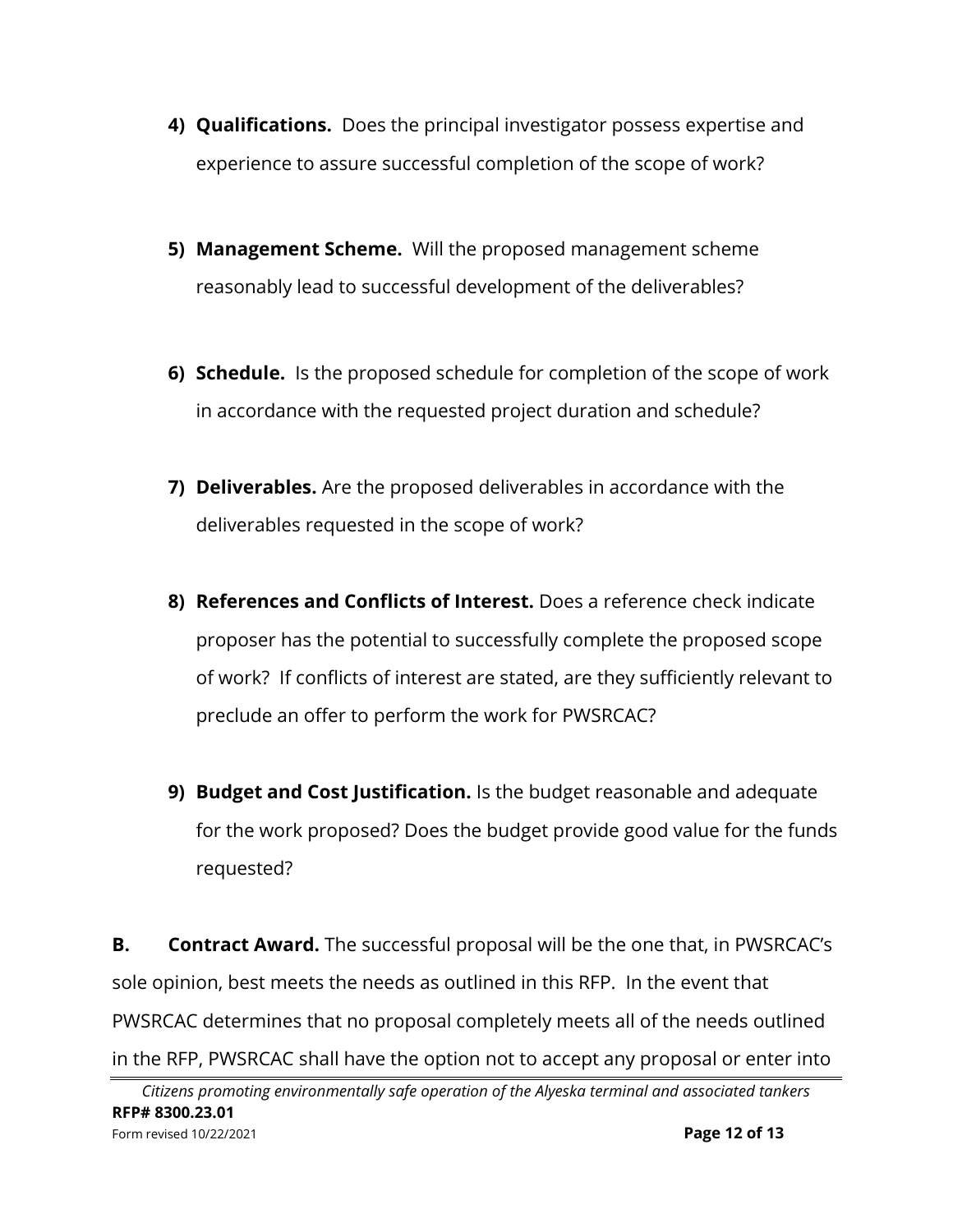4) **Qualifications.** Does the principal investigator possess expertise and experience to assure successful completion of the scope of work?

5) **Management Scheme.** Will the proposed management scheme reasonably lead to successful development of the deliverables?

6) **Schedule.** Is the proposed schedule for completion of the scope of work in accordance with the requested project duration and schedule?

7) **Deliverables.** Are the proposed deliverables in accordance with the deliverables requested in the scope of work?

8) **References and Conflicts of Interest.** Does a reference check indicate proposer has the potential to successfully complete the proposed scope of work? If conflicts of interest are stated, are they sufficiently relevant to preclude an offer to perform the work for PWSRCAC?

9) **Budget and Cost Justification.** Is the budget reasonable and adequate for the work proposed? Does the budget provide good value for the funds requested?

**B. Contract Award.** The successful proposal will be the one that, in PWSRCAC's sole opinion, best meets the needs as outlined in this RFP. In the event that PWSRCAC determines that no proposal completely meets all of the needs outlined in the RFP, PWSRCAC shall have the option not to accept any proposal or enter into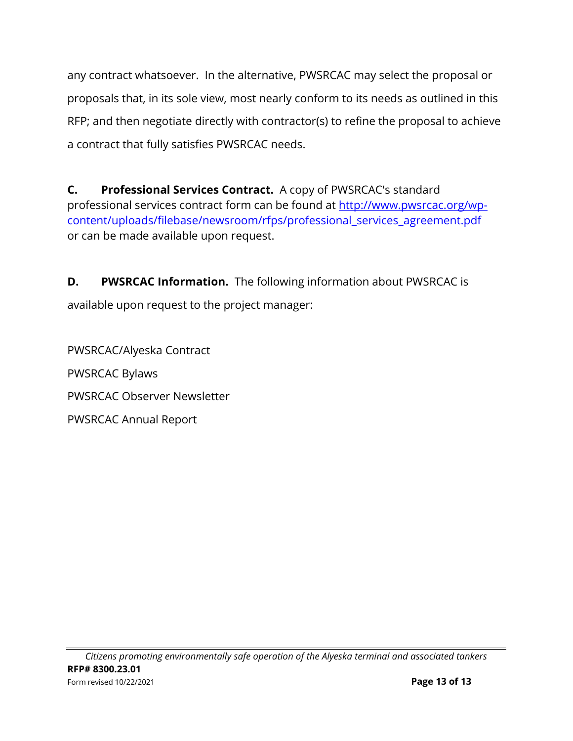any contract whatsoever. In the alternative, PWSRCAC may select the proposal or proposals that, in its sole view, most nearly conform to its needs as outlined in this RFP; and then negotiate directly with contractor(s) to refine the proposal to achieve a contract that fully satisfies PWSRCAC needs.

**C. Professional Services Contract.** A copy of PWSRCAC's standard professional services contract form can be found at [http://www.pwsrcac.org/wp-content/uploads/filebase/newsroom/rfps/professional_services_agreement.pdf](http://www.pwsrcac.org/wp-content/uploads/filebase/newsroom/rfps/professional_services_agreement.pdf) or can be made available upon request.

**D. PWSRCAC Information.** The following information about PWSRCAC is available upon request to the project manager:

PWSRCAC/Alyeska Contract

PWSRCAC Bylaws

PWSRCAC Observer Newsletter

PWSRCAC Annual Report